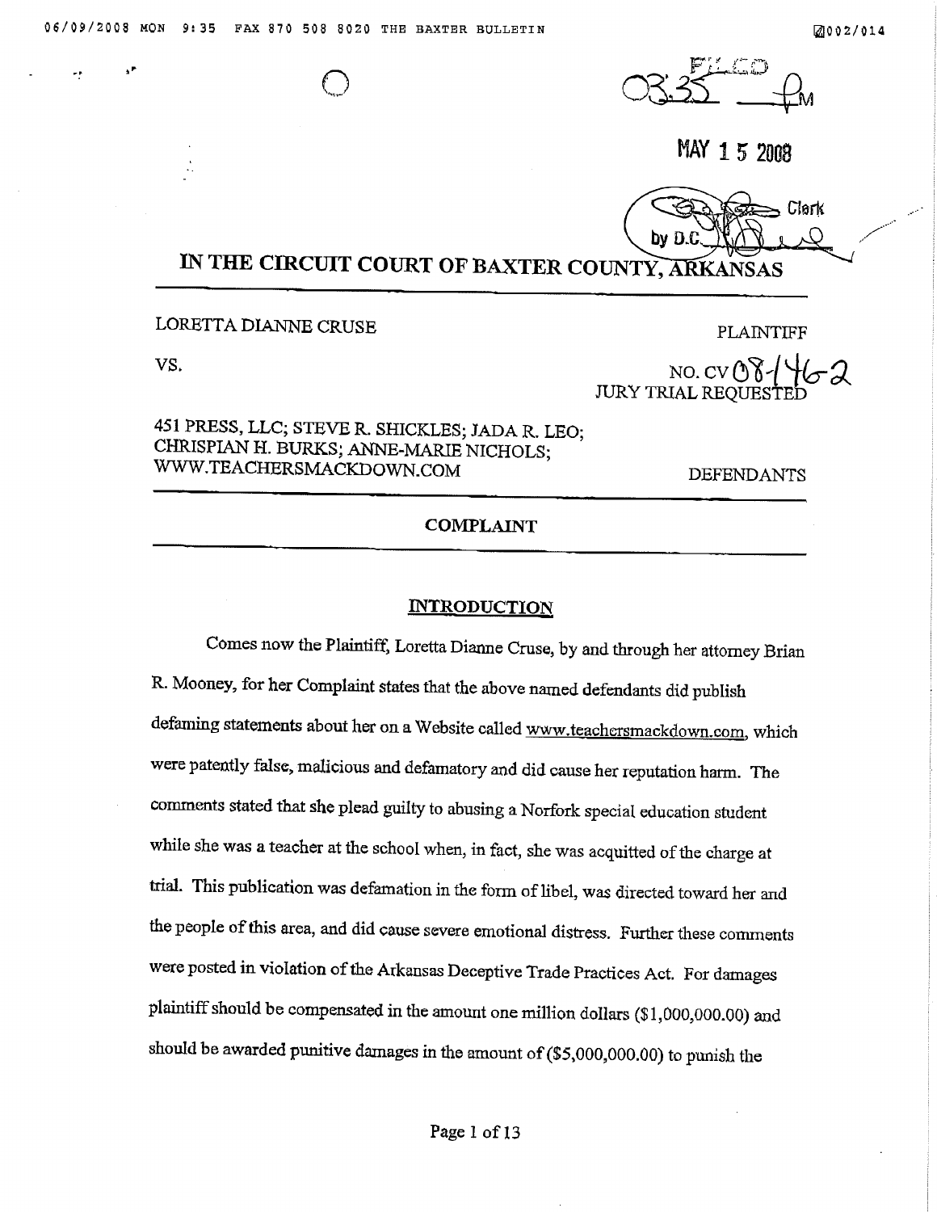FILED 03:35 PM

MAY 15 2008

Clerk by D.C.

# IN THE CIRCUIT COURT OF BAXTER COUNTY, ARKANSAS

LORETTA DIANNE CRUSE PLAINTIFF

VS. NO. CV 08-146-2

JURY TRIAL REQUESTED

451 PRESS, LLC; STEVE R. SHICKLES; JADA R. LEO; CHRISPIAN H. BURKS; ANNE-MARIE NICHOLS; WWW.TEACHERSMACKDOWN.COM DEFENDANTS

## COMPLAINT

### INTRODUCTION

Comes now the Plaintiff, Loretta Dianne Cruse, by and through her attorney Brian R. Mooney, for her Complaint states that the above named defendants did publish defaming statements about her on a Website called www.teachersmackdown.com, which were patently false, malicious and defamatory and did cause her reputation harm. The comments stated that she plead guilty to abusing a Norfork special education student while she was a teacher at the school when, in fact, she was acquitted of the charge at trial. This publication was defamation in the form of libel, was directed toward her and the people of this area, and did cause severe emotional distress. Further these comments were posted in violation of the Arkansas Deceptive Trade Practices Act. For damages plaintiff should be compensated in the amount one million dollars ($1,000,000.00) and should be awarded punitive damages in the amount of ($5,000,000.00) to punish the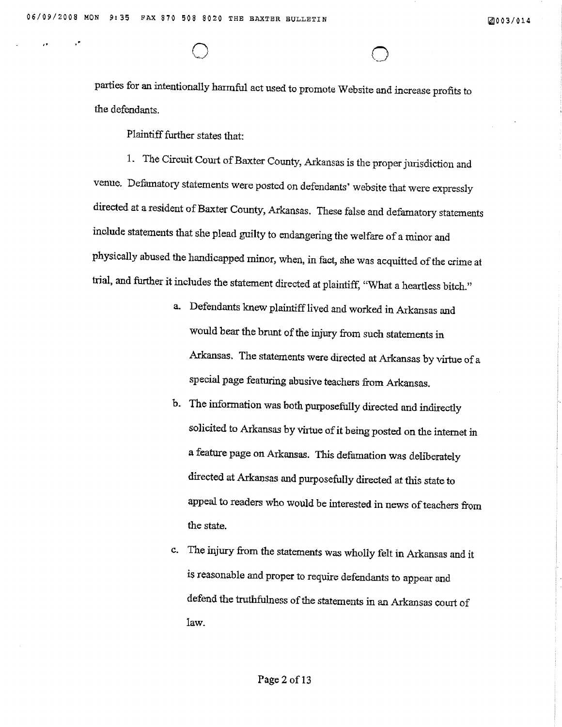parties for an intentionally harmful act used to promote Website and increase profits to the defendants.

Plaintiff further states that:

1. The Circuit Court of Baxter County, Arkansas is the proper jurisdiction and venue. Defamatory statements were posted on defendants' website that were expressly directed at a resident of Baxter County, Arkansas. These false and defamatory statements include statements that she plead guilty to endangering the welfare of a minor and physically abused the handicapped minor, when, in fact, she was acquitted of the crime at trial, and further it includes the statement directed at plaintiff, "What a heartless bitch."

   a. Defendants knew plaintiff lived and worked in Arkansas and would bear the brunt of the injury from such statements in Arkansas. The statements were directed at Arkansas by virtue of a special page featuring abusive teachers from Arkansas.

   b. The information was both purposefully directed and indirectly solicited to Arkansas by virtue of it being posted on the internet in a feature page on Arkansas. This defamation was deliberately directed at Arkansas and purposefully directed at this state to appeal to readers who would be interested in news of teachers from the state.

   c. The injury from the statements was wholly felt in Arkansas and it is reasonable and proper to require defendants to appear and defend the truthfulness of the statements in an Arkansas court of law.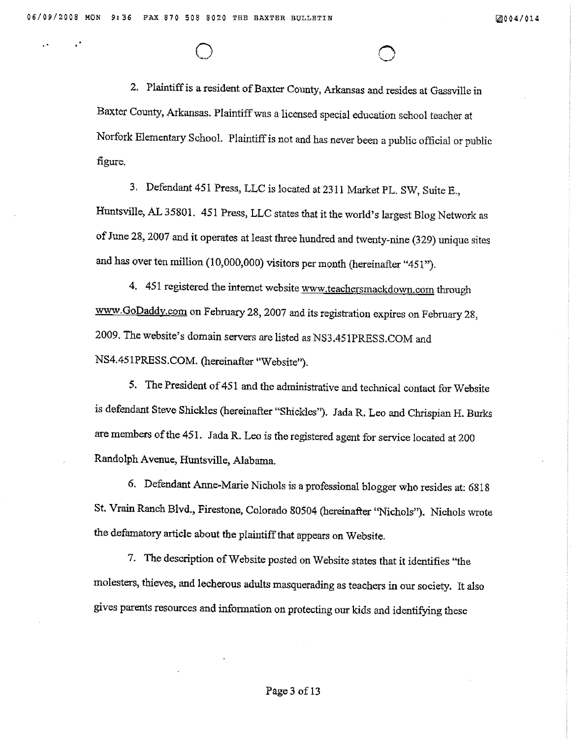2. Plaintiff is a resident of Baxter County, Arkansas and resides at Gassville in Baxter County, Arkansas. Plaintiff was a licensed special education school teacher at Norfork Elementary School. Plaintiff is not and has never been a public official or public figure.

3. Defendant 451 Press, LLC is located at 2311 Market PL. SW, Suite E., Huntsville, AL 35801. 451 Press, LLC states that it the world's largest Blog Network as of June 28, 2007 and it operates at least three hundred and twenty-nine (329) unique sites and has over ten million (10,000,000) visitors per month (hereinafter "451").

4. 451 registered the internet website www.teachersmackdown.com through www.GoDaddy.com on February 28, 2007 and its registration expires on February 28, 2009. The website's domain servers are listed as NS3.451PRESS.COM and NS4.451PRESS.COM. (hereinafter "Website").

5. The President of 451 and the administrative and technical contact for Website is defendant Steve Shickles (hereinafter "Shickles"). Jada R. Leo and Chrispian H. Burks are members of the 451. Jada R. Leo is the registered agent for service located at 200 Randolph Avenue, Huntsville, Alabama.

6. Defendant Anne-Marie Nichols is a professional blogger who resides at: 6818 St. Vrain Ranch Blvd., Firestone, Colorado 80504 (hereinafter "Nichols"). Nichols wrote the defamatory article about the plaintiff that appears on Website.

7. The description of Website posted on Website states that it identifies "the molesters, thieves, and lecherous adults masquerading as teachers in our society. It also gives parents resources and information on protecting our kids and identifying these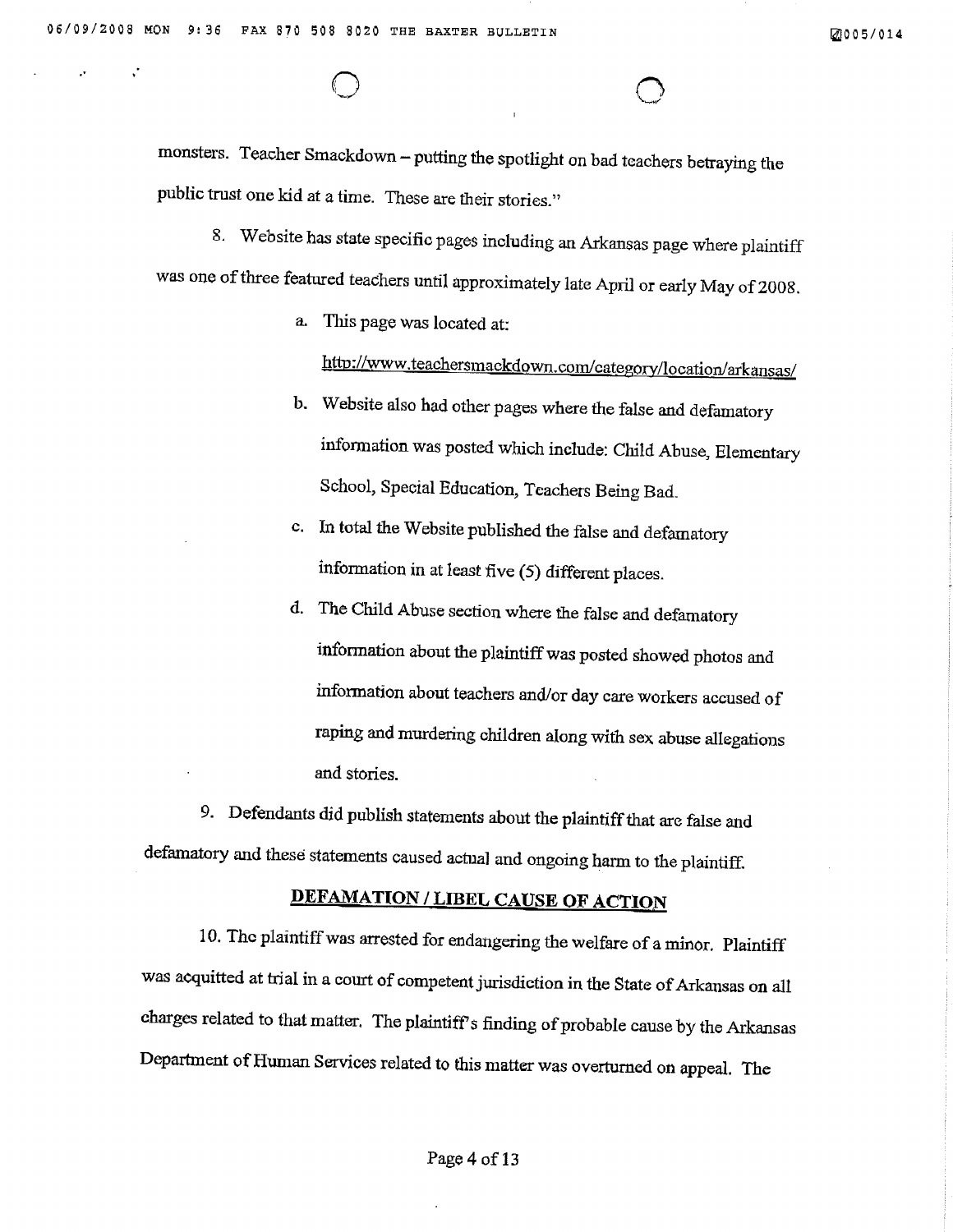monsters. Teacher Smackdown – putting the spotlight on bad teachers betraying the public trust one kid at a time. These are their stories."

8. Website has state specific pages including an Arkansas page where plaintiff was one of three featured teachers until approximately late April or early May of 2008.

   a. This page was located at:

      http://www.teachersmackdown.com/category/location/arkansas/

   b. Website also had other pages where the false and defamatory information was posted which include: Child Abuse, Elementary School, Special Education, Teachers Being Bad.

   c. In total the Website published the false and defamatory information in at least five (5) different places.

   d. The Child Abuse section where the false and defamatory information about the plaintiff was posted showed photos and information about teachers and/or day care workers accused of raping and murdering children along with sex abuse allegations and stories.

9. Defendants did publish statements about the plaintiff that are false and defamatory and these statements caused actual and ongoing harm to the plaintiff.

## DEFAMATION / LIBEL CAUSE OF ACTION

10. The plaintiff was arrested for endangering the welfare of a minor. Plaintiff was acquitted at trial in a court of competent jurisdiction in the State of Arkansas on all charges related to that matter. The plaintiff's finding of probable cause by the Arkansas Department of Human Services related to this matter was overturned on appeal. The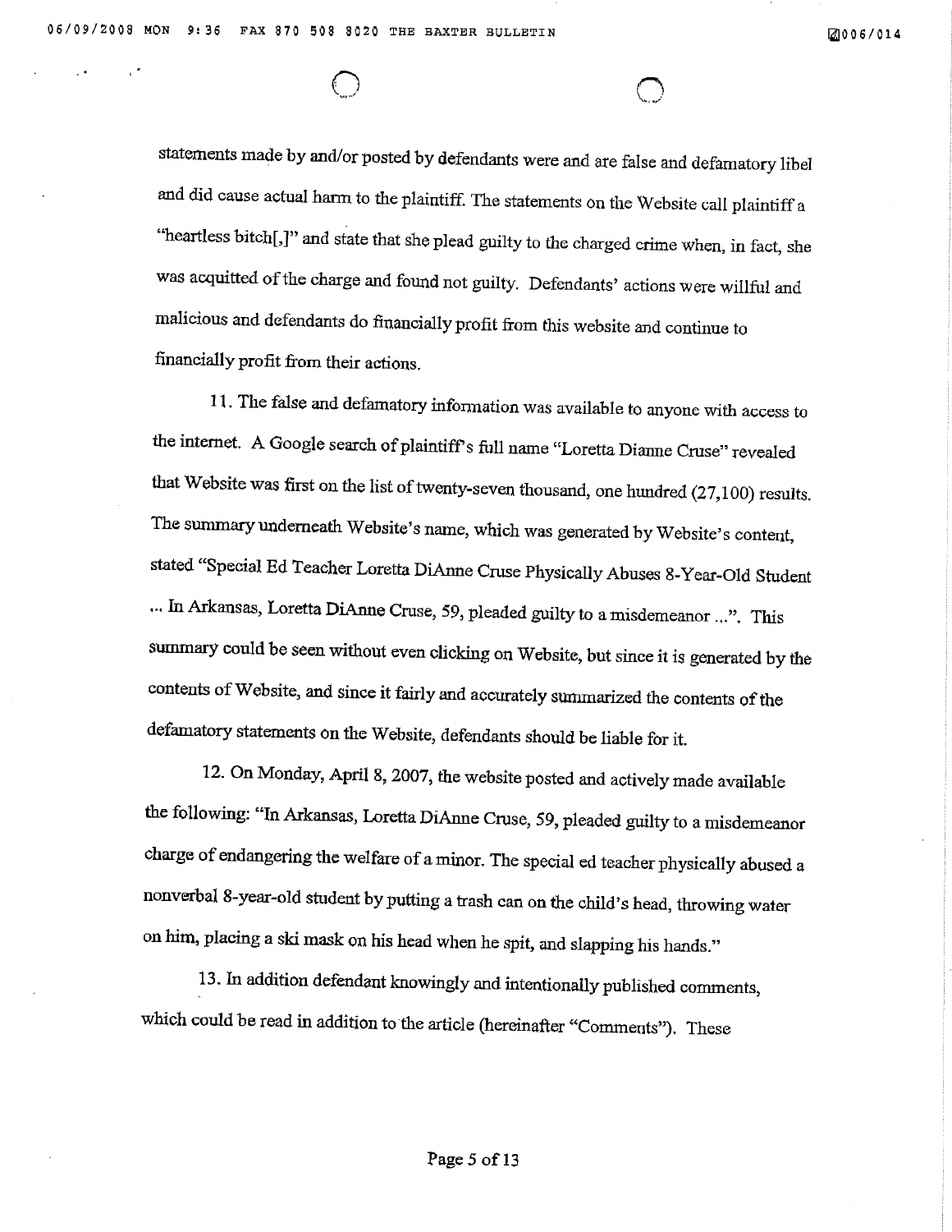statements made by and/or posted by defendants were and are false and defamatory libel and did cause actual harm to the plaintiff. The statements on the Website call plaintiff a "heartless bitch[,]" and state that she plead guilty to the charged crime when, in fact, she was acquitted of the charge and found not guilty. Defendants' actions were willful and malicious and defendants do financially profit from this website and continue to financially profit from their actions.

11. The false and defamatory information was available to anyone with access to the internet. A Google search of plaintiff's full name "Loretta Dianne Cruse" revealed that Website was first on the list of twenty-seven thousand, one hundred (27,100) results. The summary underneath Website's name, which was generated by Website's content, stated "Special Ed Teacher Loretta DiAnne Cruse Physically Abuses 8-Year-Old Student ... In Arkansas, Loretta DiAnne Cruse, 59, pleaded guilty to a misdemeanor ...". This summary could be seen without even clicking on Website, but since it is generated by the contents of Website, and since it fairly and accurately summarized the contents of the defamatory statements on the Website, defendants should be liable for it.

12. On Monday, April 8, 2007, the website posted and actively made available the following: "In Arkansas, Loretta DiAnne Cruse, 59, pleaded guilty to a misdemeanor charge of endangering the welfare of a minor. The special ed teacher physically abused a nonverbal 8-year-old student by putting a trash can on the child's head, throwing water on him, placing a ski mask on his head when he spit, and slapping his hands."

13. In addition defendant knowingly and intentionally published comments, which could be read in addition to the article (hereinafter "Comments"). These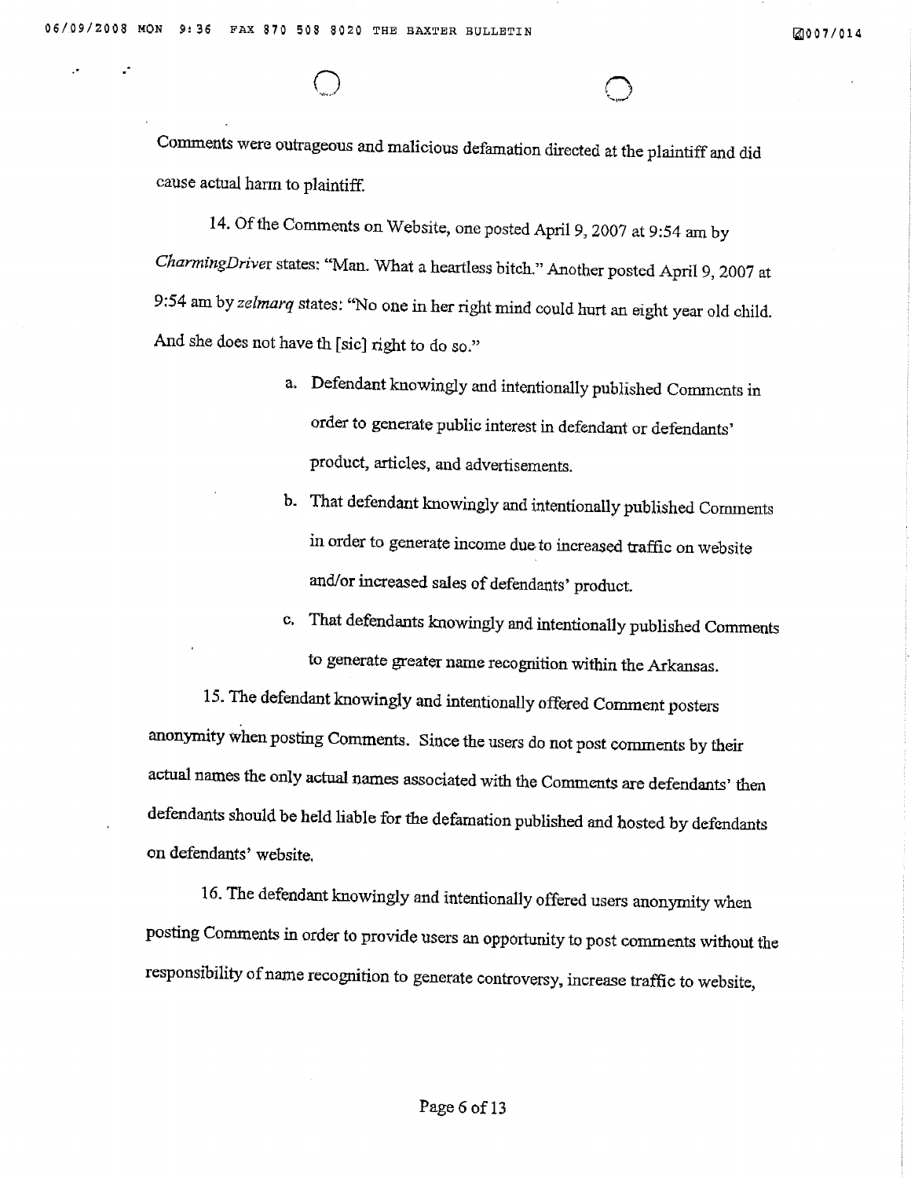Comments were outrageous and malicious defamation directed at the plaintiff and did cause actual harm to plaintiff.

14. Of the Comments on Website, one posted April 9, 2007 at 9:54 am by *CharmingDriver* states: "Man. What a heartless bitch." Another posted April 9, 2007 at 9:54 am by *zelmarq* states: "No one in her right mind could hurt an eight year old child. And she does not have th [sic] right to do so."

a. Defendant knowingly and intentionally published Comments in order to generate public interest in defendant or defendants' product, articles, and advertisements.

b. That defendant knowingly and intentionally published Comments in order to generate income due to increased traffic on website and/or increased sales of defendants' product.

c. That defendants knowingly and intentionally published Comments to generate greater name recognition within the Arkansas.

15. The defendant knowingly and intentionally offered Comment posters anonymity when posting Comments. Since the users do not post comments by their actual names the only actual names associated with the Comments are defendants' then defendants should be held liable for the defamation published and hosted by defendants on defendants' website.

16. The defendant knowingly and intentionally offered users anonymity when posting Comments in order to provide users an opportunity to post comments without the responsibility of name recognition to generate controversy, increase traffic to website,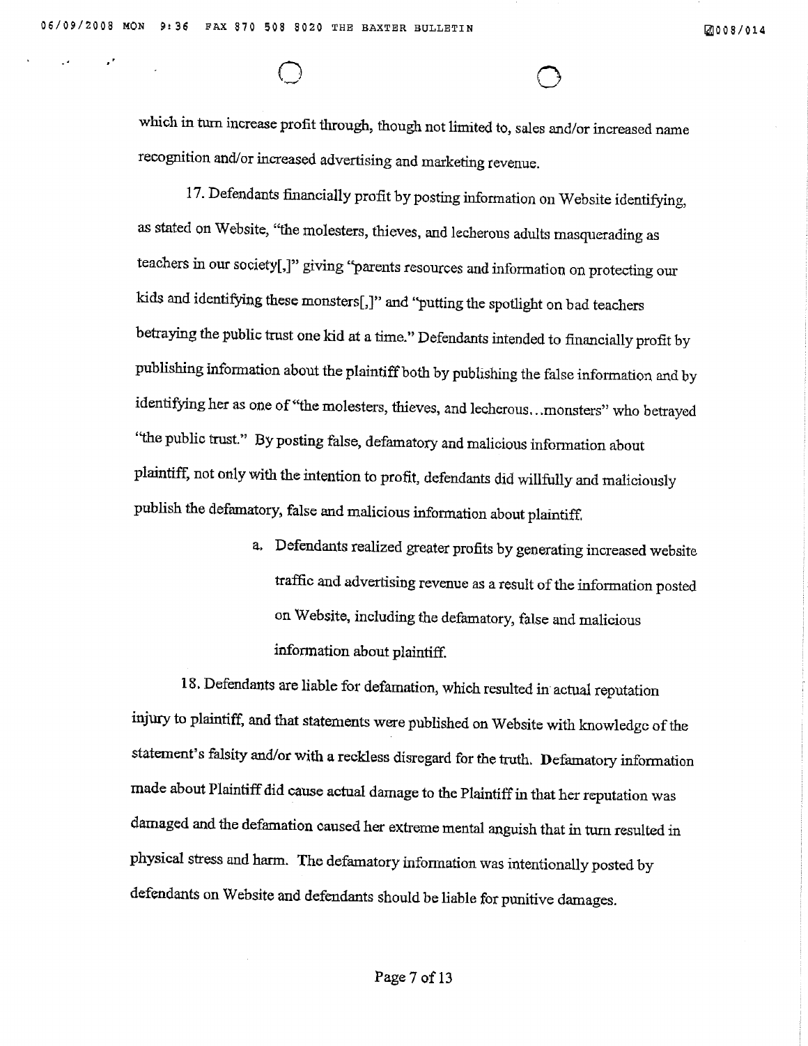which in turn increase profit through, though not limited to, sales and/or increased name recognition and/or increased advertising and marketing revenue.

17. Defendants financially profit by posting information on Website identifying, as stated on Website, "the molesters, thieves, and lecherous adults masquerading as teachers in our society[,]" giving "parents resources and information on protecting our kids and identifying these monsters[,]" and "putting the spotlight on bad teachers betraying the public trust one kid at a time." Defendants intended to financially profit by publishing information about the plaintiff both by publishing the false information and by identifying her as one of "the molesters, thieves, and lecherous...monsters" who betrayed "the public trust." By posting false, defamatory and malicious information about plaintiff, not only with the intention to profit, defendants did willfully and maliciously publish the defamatory, false and malicious information about plaintiff.

a. Defendants realized greater profits by generating increased website traffic and advertising revenue as a result of the information posted on Website, including the defamatory, false and malicious information about plaintiff.

18. Defendants are liable for defamation, which resulted in actual reputation injury to plaintiff, and that statements were published on Website with knowledge of the statement's falsity and/or with a reckless disregard for the truth. Defamatory information made about Plaintiff did cause actual damage to the Plaintiff in that her reputation was damaged and the defamation caused her extreme mental anguish that in turn resulted in physical stress and harm. The defamatory information was intentionally posted by defendants on Website and defendants should be liable for punitive damages.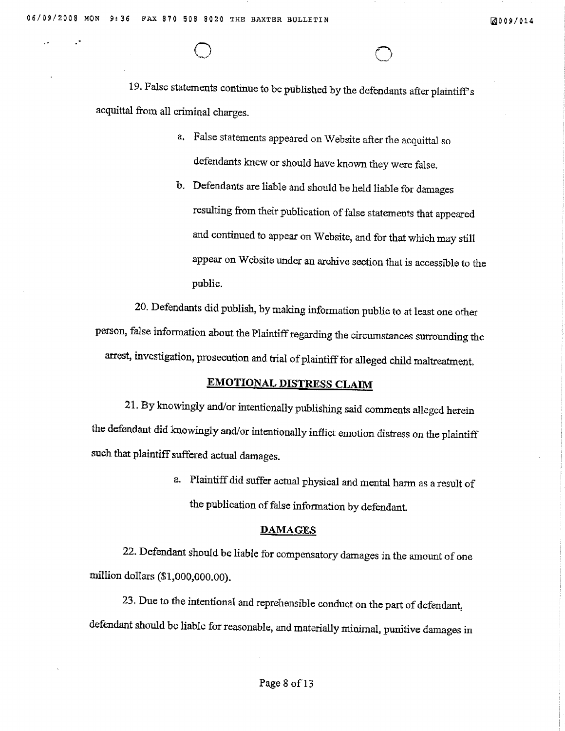19. False statements continue to be published by the defendants after plaintiff's acquittal from all criminal charges.

a. False statements appeared on Website after the acquittal so defendants knew or should have known they were false.

b. Defendants are liable and should be held liable for damages resulting from their publication of false statements that appeared and continued to appear on Website, and for that which may still appear on Website under an archive section that is accessible to the public.

20. Defendants did publish, by making information public to at least one other person, false information about the Plaintiff regarding the circumstances surrounding the arrest, investigation, prosecution and trial of plaintiff for alleged child maltreatment.

## EMOTIONAL DISTRESS CLAIM

21. By knowingly and/or intentionally publishing said comments alleged herein the defendant did knowingly and/or intentionally inflict emotion distress on the plaintiff such that plaintiff suffered actual damages.

a. Plaintiff did suffer actual physical and mental harm as a result of the publication of false information by defendant.

## DAMAGES

22. Defendant should be liable for compensatory damages in the amount of one million dollars ($1,000,000.00).

23. Due to the intentional and reprehensible conduct on the part of defendant, defendant should be liable for reasonable, and materially minimal, punitive damages in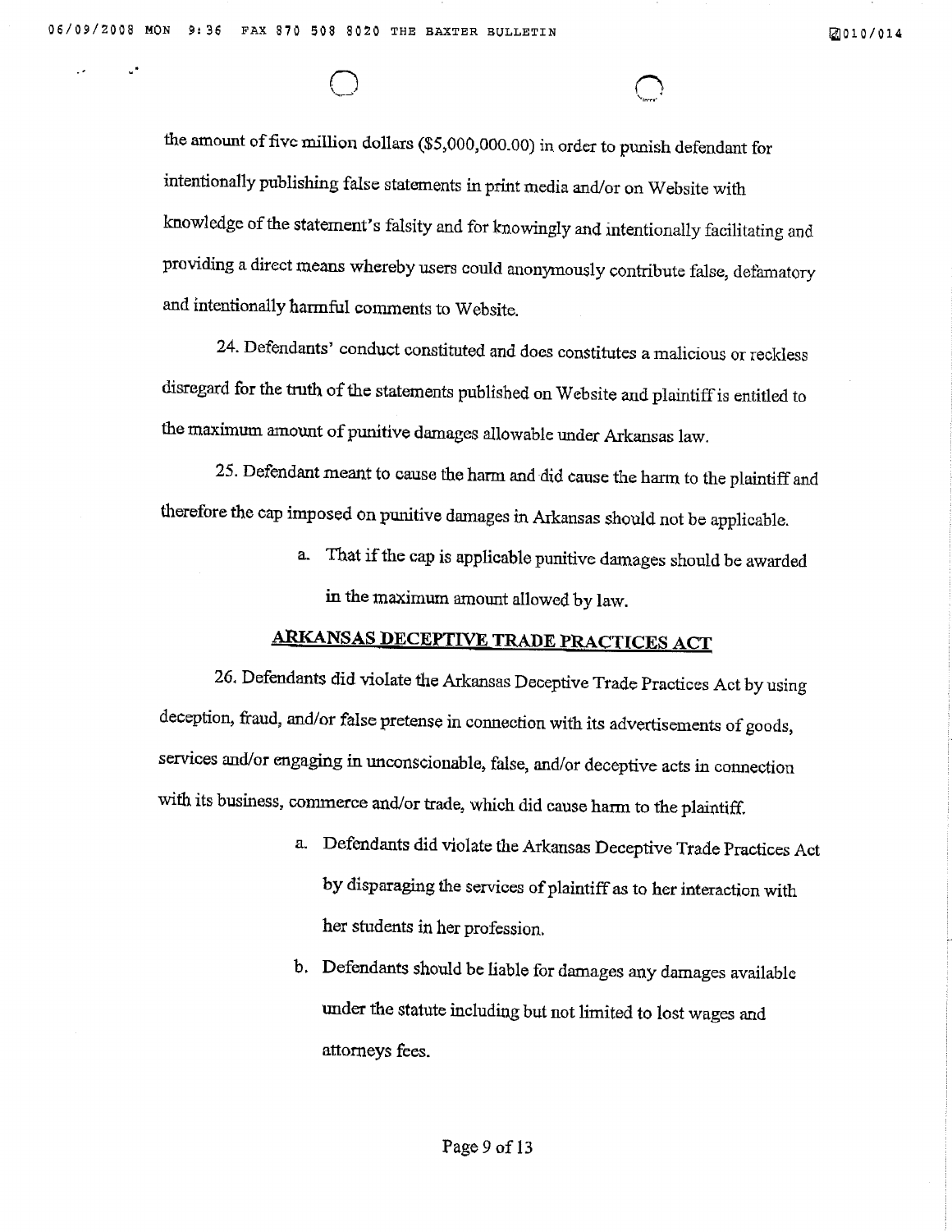the amount of five million dollars ($5,000,000.00) in order to punish defendant for intentionally publishing false statements in print media and/or on Website with knowledge of the statement's falsity and for knowingly and intentionally facilitating and providing a direct means whereby users could anonymously contribute false, defamatory and intentionally harmful comments to Website.

24. Defendants' conduct constituted and does constitutes a malicious or reckless disregard for the truth of the statements published on Website and plaintiff is entitled to the maximum amount of punitive damages allowable under Arkansas law.

25. Defendant meant to cause the harm and did cause the harm to the plaintiff and therefore the cap imposed on punitive damages in Arkansas should not be applicable.

a. That if the cap is applicable punitive damages should be awarded in the maximum amount allowed by law.

## ARKANSAS DECEPTIVE TRADE PRACTICES ACT

26. Defendants did violate the Arkansas Deceptive Trade Practices Act by using deception, fraud, and/or false pretense in connection with its advertisements of goods, services and/or engaging in unconscionable, false, and/or deceptive acts in connection with its business, commerce and/or trade, which did cause harm to the plaintiff.

a. Defendants did violate the Arkansas Deceptive Trade Practices Act by disparaging the services of plaintiff as to her interaction with her students in her profession.

b. Defendants should be liable for damages any damages available under the statute including but not limited to lost wages and attorneys fees.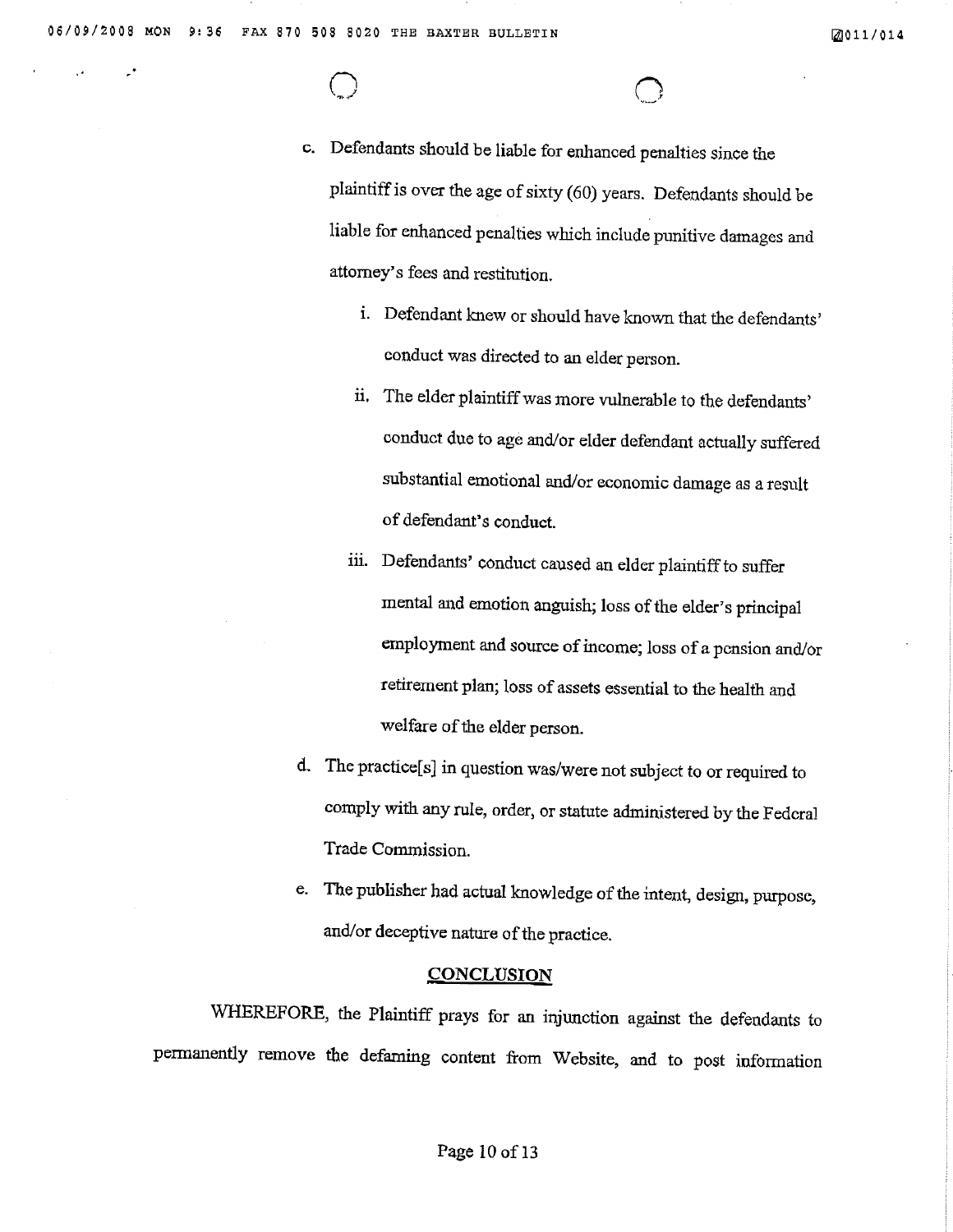c. Defendants should be liable for enhanced penalties since the plaintiff is over the age of sixty (60) years. Defendants should be liable for enhanced penalties which include punitive damages and attorney's fees and restitution.

   i. Defendant knew or should have known that the defendants' conduct was directed to an elder person.

   ii. The elder plaintiff was more vulnerable to the defendants' conduct due to age and/or elder defendant actually suffered substantial emotional and/or economic damage as a result of defendant's conduct.

   iii. Defendants' conduct caused an elder plaintiff to suffer mental and emotion anguish; loss of the elder's principal employment and source of income; loss of a pension and/or retirement plan; loss of assets essential to the health and welfare of the elder person.

d. The practice[s] in question was/were not subject to or required to comply with any rule, order, or statute administered by the Federal Trade Commission.

e. The publisher had actual knowledge of the intent, design, purpose, and/or deceptive nature of the practice.

## CONCLUSION

WHEREFORE, the Plaintiff prays for an injunction against the defendants to permanently remove the defaming content from Website, and to post information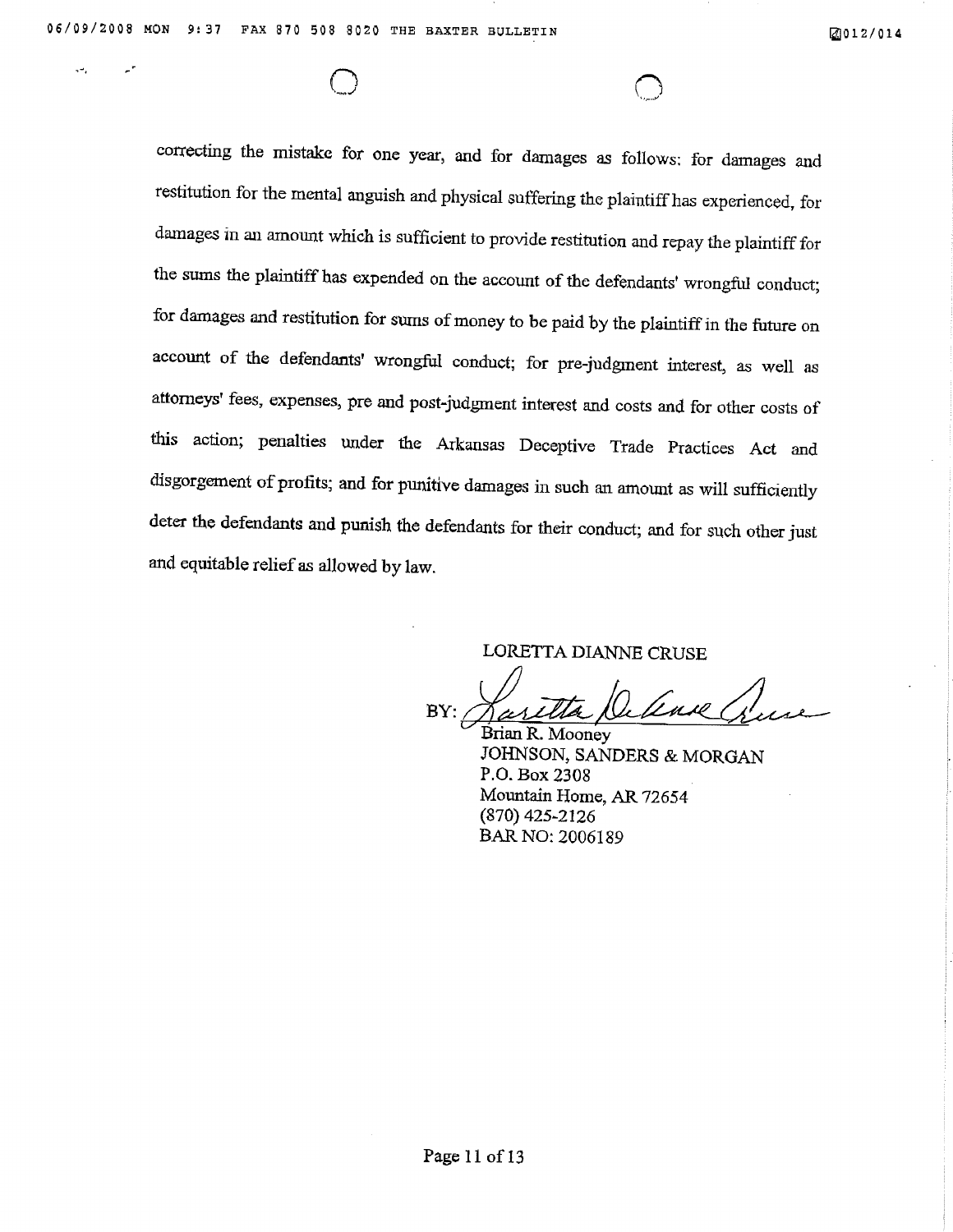correcting the mistake for one year, and for damages as follows: for damages and restitution for the mental anguish and physical suffering the plaintiff has experienced, for damages in an amount which is sufficient to provide restitution and repay the plaintiff for the sums the plaintiff has expended on the account of the defendants' wrongful conduct; for damages and restitution for sums of money to be paid by the plaintiff in the future on account of the defendants' wrongful conduct; for pre-judgment interest, as well as attorneys' fees, expenses, pre and post-judgment interest and costs and for other costs of this action; penalties under the Arkansas Deceptive Trade Practices Act and disgorgement of profits; and for punitive damages in such an amount as will sufficiently deter the defendants and punish the defendants for their conduct; and for such other just and equitable relief as allowed by law.

LORETTA DIANNE CRUSE

BY: ______________________
Brian R. Mooney
JOHNSON, SANDERS & MORGAN
P.O. Box 2308
Mountain Home, AR 72654
(870) 425-2126
BAR NO: 2006189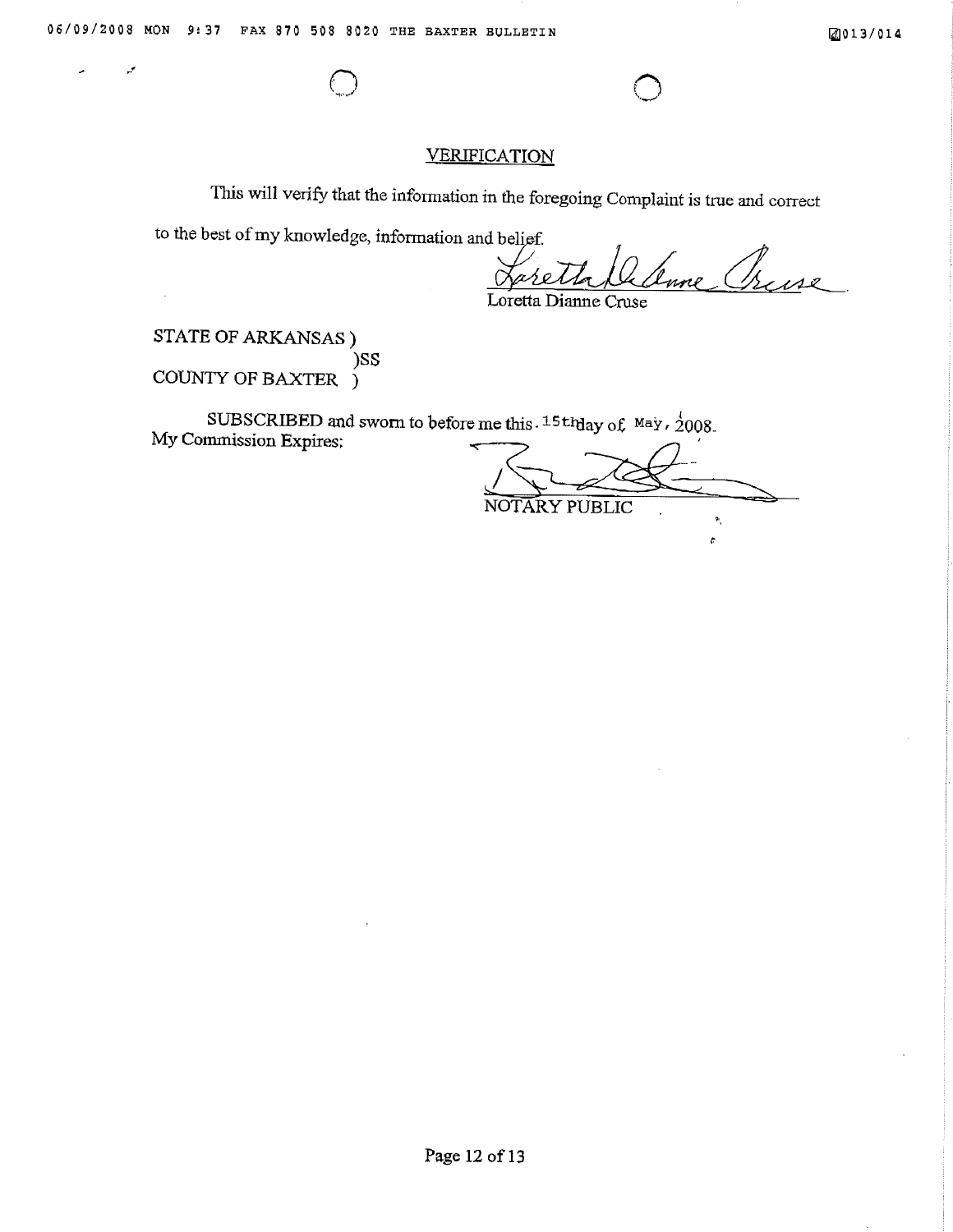## VERIFICATION

This will verify that the information in the foregoing Complaint is true and correct to the best of my knowledge, information and belief.

Loretta Dianne Cruse

STATE OF ARKANSAS )
)SS
COUNTY OF BAXTER )

SUBSCRIBED and sworn to before me this 15th day of May, 2008.
My Commission Expires:

NOTARY PUBLIC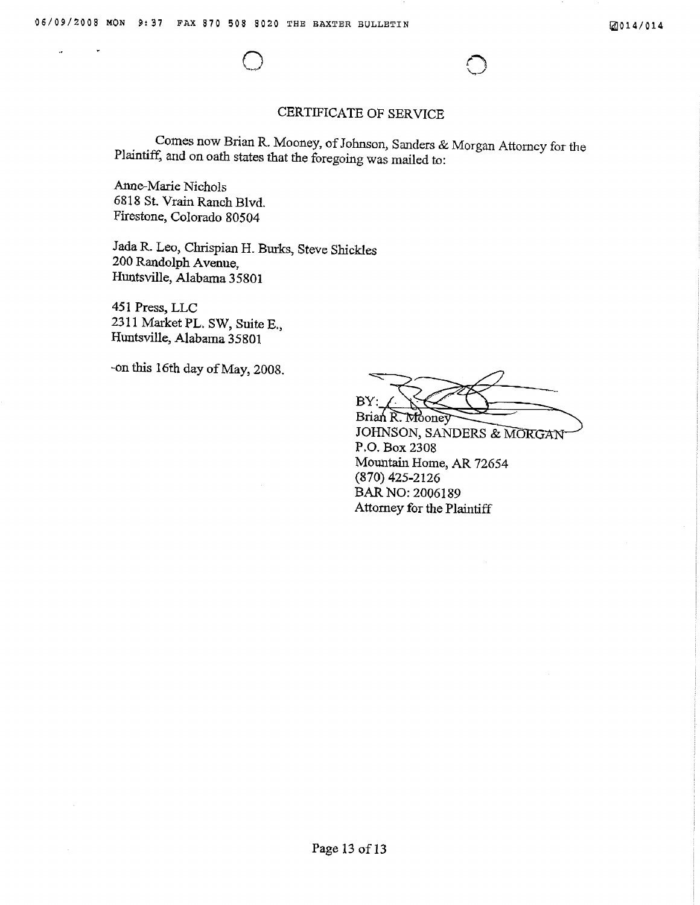# CERTIFICATE OF SERVICE

Comes now Brian R. Mooney, of Johnson, Sanders & Morgan Attorney for the Plaintiff, and on oath states that the foregoing was mailed to:

Anne-Marie Nichols
6818 St. Vrain Ranch Blvd.
Firestone, Colorado 80504

Jada R. Leo, Chrispian H. Burks, Steve Shickles
200 Randolph Avenue,
Huntsville, Alabama 35801

451 Press, LLC
2311 Market PL. SW, Suite E.,
Huntsville, Alabama 35801

-on this 16th day of May, 2008.

BY: ______________________
Brian R. Mooney
JOHNSON, SANDERS & MORGAN
P.O. Box 2308
Mountain Home, AR 72654
(870) 425-2126
BAR NO: 2006189
Attorney for the Plaintiff